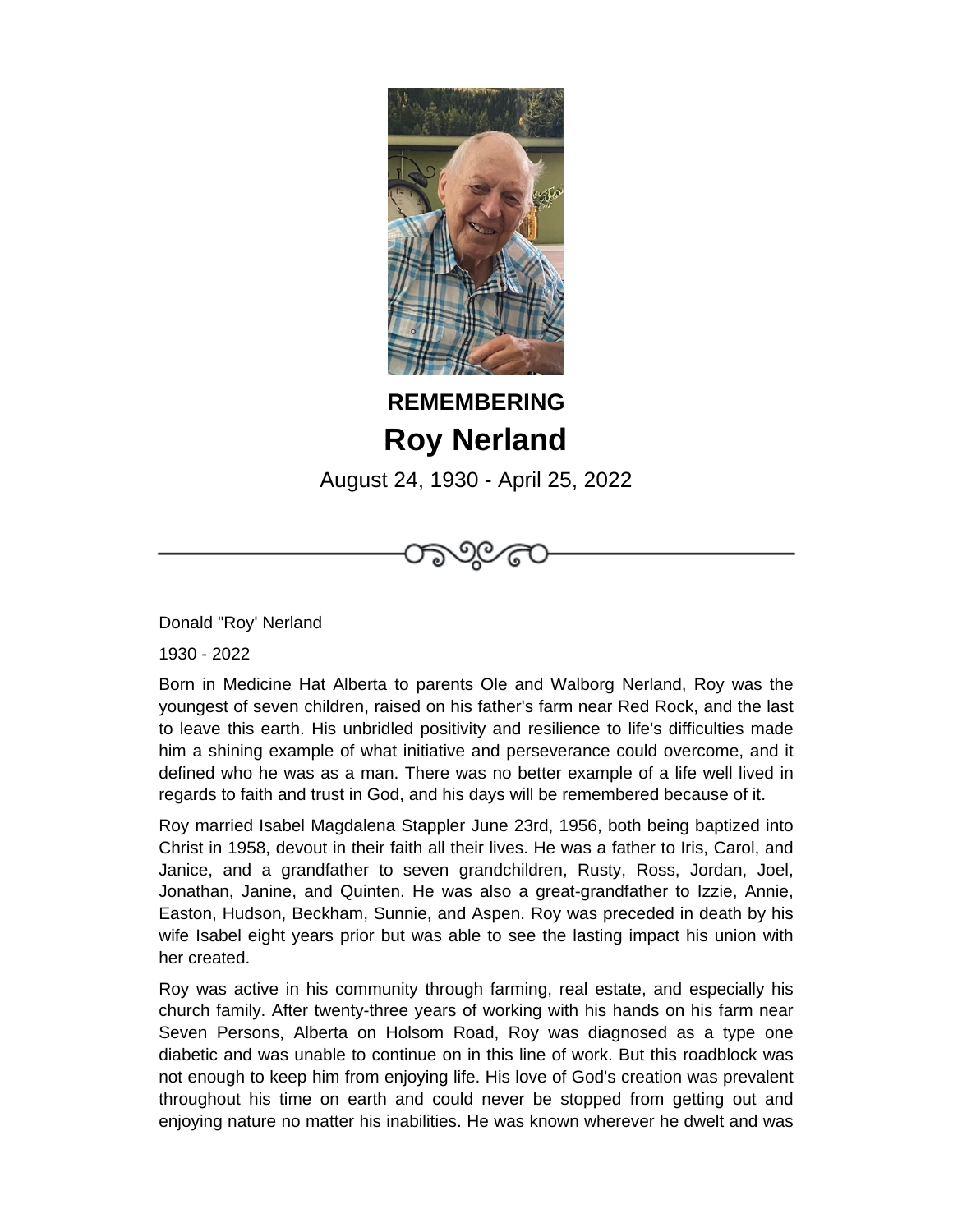**REMEMBERING**

# Roy Nerland

August 24, 1930 - April 25, 2022

Donald "Roy' Nerland

1930 - 2022

Born in Medicine Hat Alberta to parents Ole and Walborg Nerland, Roy was the youngest of seven children, raised on his father's farm near Red Rock, and the last to leave this earth. His unbridled positivity and resilience to life's difficulties made him a shining example of what initiative and perseverance could overcome, and it defined who he was as a man. There was no better example of a life well lived in regards to faith and trust in God, and his days will be remembered because of it.

Roy married Isabel Magdalena Stappler June 23rd, 1956, both being baptized into Christ in 1958, devout in their faith all their lives. He was a father to Iris, Carol, and Janice, and a grandfather to seven grandchildren, Rusty, Ross, Jordan, Joel, Jonathan, Janine, and Quinten. He was also a great-grandfather to Izzie, Annie, Easton, Hudson, Beckham, Sunnie, and Aspen. Roy was preceded in death by his wife Isabel eight years prior but was able to see the lasting impact his union with her created.

Roy was active in his community through farming, real estate, and especially his church family. After twenty-three years of working with his hands on his farm near Seven Persons, Alberta on Holsom Road, Roy was diagnosed as a type one diabetic and was unable to continue on in this line of work. But this roadblock was not enough to keep him from enjoying life. His love of God's creation was prevalent throughout his time on earth and could never be stopped from getting out and enjoying nature no matter his inabilities. He was known wherever he dwelt and was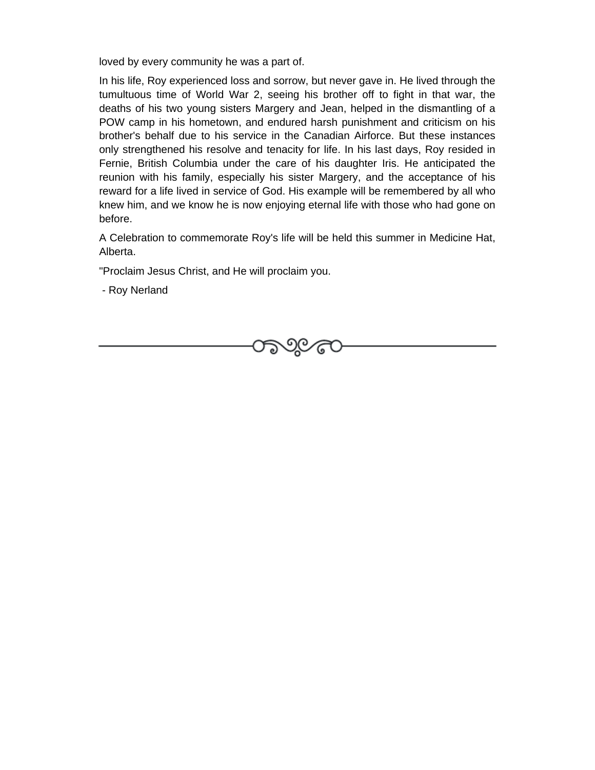loved by every community he was a part of.

In his life, Roy experienced loss and sorrow, but never gave in. He lived through the tumultuous time of World War 2, seeing his brother off to fight in that war, the deaths of his two young sisters Margery and Jean, helped in the dismantling of a POW camp in his hometown, and endured harsh punishment and criticism on his brother's behalf due to his service in the Canadian Airforce. But these instances only strengthened his resolve and tenacity for life. In his last days, Roy resided in Fernie, British Columbia under the care of his daughter Iris. He anticipated the reunion with his family, especially his sister Margery, and the acceptance of his reward for a life lived in service of God. His example will be remembered by all who knew him, and we know he is now enjoying eternal life with those who had gone on before.

A Celebration to commemorate Roy's life will be held this summer in Medicine Hat, Alberta.

"Proclaim Jesus Christ, and He will proclaim you.

- Roy Nerland